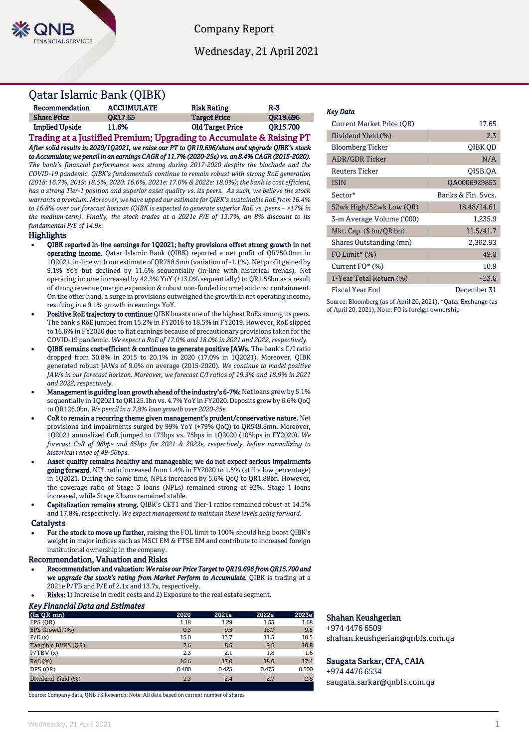Company Report

Wednesday, 21 April 2021

# Qatar Islamic Bank (QIBK)

| Recommendation | ACCUMULATE | Risk Rating | R-3 |
|---|---|---|---|
| Share Price | QR17.65 | Target Price | QR19.696 |
| Implied Upside | 11.6% | Old Target Price | QR15.700 |

## Trading at a Justified Premium; Upgrading to Accumulate & Raising PT

***After solid results in 2020/1Q2021, we raise our PT to QR19.696/share and upgrade QIBK's stock to Accumulate; we pencil in an earnings CAGR of 11.7% (2020-25e) vs. an 8.4% CAGR (2015-2020).*** *The bank's financial performance was strong during 2017-2020 despite the blockade and the COVID-19 pandemic. QIBK's fundamentals continue to remain robust with strong RoE generation (2018: 16.7%, 2019: 18.5%, 2020: 16.6%, 2021e: 17.0% & 2022e: 18.0%); the bank is cost efficient, has a strong Tier-1 position and superior asset quality vs. its peers. As such, we believe the stock warrants a premium. Moreover, we have upped our estimate for QIBK's sustainable RoE from 16.4% to 16.8% over our forecast horizon (QIBK is expected to generate superior RoE vs. peers – >17% in the medium-term). Finally, the stock trades at a 2021e P/E of 13.7%, an 8% discount to its fundamental P/E of 14.9x.*

## Highlights

- **QIBK reported in-line earnings for 1Q2021; hefty provisions offset strong growth in net operating income.** Qatar Islamic Bank (QIBK) reported a net profit of QR750.0mn in 1Q2021, in-line with our estimate of QR758.5mn (variation of -1.1%). Net profit gained by 9.1% YoY but declined by 11.6% sequentially (in-line with historical trends). Net operating income increased by 42.3% YoY (+13.0% sequentially) to QR1.58bn as a result of strong revenue (margin expansion & robust non-funded income) and cost containment. On the other hand, a surge in provisions outweighed the growth in net operating income, resulting in a 9.1% growth in earnings YoY.
- **Positive RoE trajectory to continue:** QIBK boasts one of the highest RoEs among its peers. The bank's RoE jumped from 15.2% in FY2016 to 18.5% in FY2019. However, RoE slipped to 16.6% in FY2020 due to flat earnings because of precautionary provisions taken for the COVID-19 pandemic. *We expect a RoE of 17.0% and 18.0% in 2021 and 2022, respectively.*
- **QIBK remains cost-efficient & continues to generate positive JAWs.** The bank's C/I ratio dropped from 30.8% in 2015 to 20.1% in 2020 (17.0% in 1Q2021). Moreover, QIBK generated robust JAWs of 9.0% on average (2015-2020). *We continue to model positive JAWs in our forecast horizon. Moreover, we forecast C/I ratios of 19.3% and 18.9% in 2021 and 2022, respectively.*
- **Management is guiding loan growth ahead of the industry's 6-7%:** Net loans grew by 5.1% sequentially in 1Q2021 to QR125.1bn vs. 4.7% YoY in FY2020. Deposits grew by 6.6% QoQ to QR126.0bn. *We pencil in a 7.8% loan growth over 2020-25e.*
- **CoR to remain a recurring theme given management's prudent/conservative nature.** Net provisions and impairments surged by 99% YoY (+79% QoQ) to QR549.8mn. Moreover, 1Q2021 annualized CoR jumped to 173bps vs. 75bps in 1Q2020 (105bps in FY2020). *We forecast CoR of 98bps and 65bps for 2021 & 2022e, respectively, before normalizing to historical range of 49-56bps.*
- **Asset quality remains healthy and manageable; we do not expect serious impairments going forward.** NPL ratio increased from 1.4% in FY2020 to 1.5% (still a low percentage) in 1Q2021. During the same time, NPLs increased by 5.6% QoQ to QR1.88bn. However, the coverage ratio of Stage 3 loans (NPLs) remained strong at 92%. Stage 1 loans increased, while Stage 2 loans remained stable.
- **Capitalization remains strong.** QIBK's CET1 and Tier-1 ratios remained robust at 14.5% and 17.8%, respectively. *We expect management to maintain these levels going forward.*

## Catalysts

- **For the stock to move up further,** raising the FOL limit to 100% should help boost QIBK's weight in major indices such as MSCI EM & FTSE EM and contribute to increased foreign institutional ownership in the company.

## Recommendation, Valuation and Risks

- **Recommendation and valuation:** ***We raise our Price Target to QR19.696 from QR15.700 and we upgrade the stock's rating from Market Perform to Accumulate.*** QIBK is trading at a 2021e P/TB and P/E of 2.1x and 13.7x, respectively.
- **Risks:** 1) Increase in credit costs and 2) Exposure to the real estate segment.

### *Key Financial Data and Estimates*

| (In QR mn) | 2020 | 2021e | 2022e | 2023e |
|---|---|---|---|---|
| EPS (QR) | 1.18 | 1.29 | 1.53 | 1.68 |
| EPS Growth (%) | 0.3 | 9.5 | 18.7 | 9.5 |
| P/E (x) | 15.0 | 13.7 | 11.5 | 10.5 |
| Tangible BVPS (QR) | 7.6 | 8.5 | 9.6 | 10.8 |
| P/TBV (x) | 2.3 | 2.1 | 1.8 | 1.6 |
| RoE (%) | 16.6 | 17.0 | 18.0 | 17.4 |
| DPS (QR) | 0.400 | 0.425 | 0.475 | 0.500 |
| Dividend Yield (%) | 2.3 | 2.4 | 2.7 | 2.8 |

Source: Company data, QNB FS Research; Note: All data based on current number of shares

### *Key Data*

| | |
|---|---|
| Current Market Price (QR) | 17.65 |
| Dividend Yield (%) | 2.3 |
| Bloomberg Ticker | QIBK QD |
| ADR/GDR Ticker | N/A |
| Reuters Ticker | QISB.QA |
| ISIN | QA0006929853 |
| Sector* | Banks & Fin. Svcs. |
| 52wk High/52wk Low (QR) | 18.48/14.61 |
| 3-m Average Volume ('000) | 1,235.9 |
| Mkt. Cap. ($ bn/QR bn) | 11.5/41.7 |
| Shares Outstanding (mn) | 2,362.93 |
| FO Limit* (%) | 49.0 |
| Current FO* (%) | 10.9 |
| 1-Year Total Return (%) | +23.6 |
| Fiscal Year End | December 31 |

Source: Bloomberg (as of April 20, 2021), *Qatar Exchange (as of April 20, 2021); Note: FO is foreign ownership

**Shahan Keushgerian**
+974 4476 6509
shahan.keushgerian@qnbfs.com.qa

**Saugata Sarkar, CFA, CAIA**
+974 4476 6534
saugata.sarkar@qnbfs.com.qa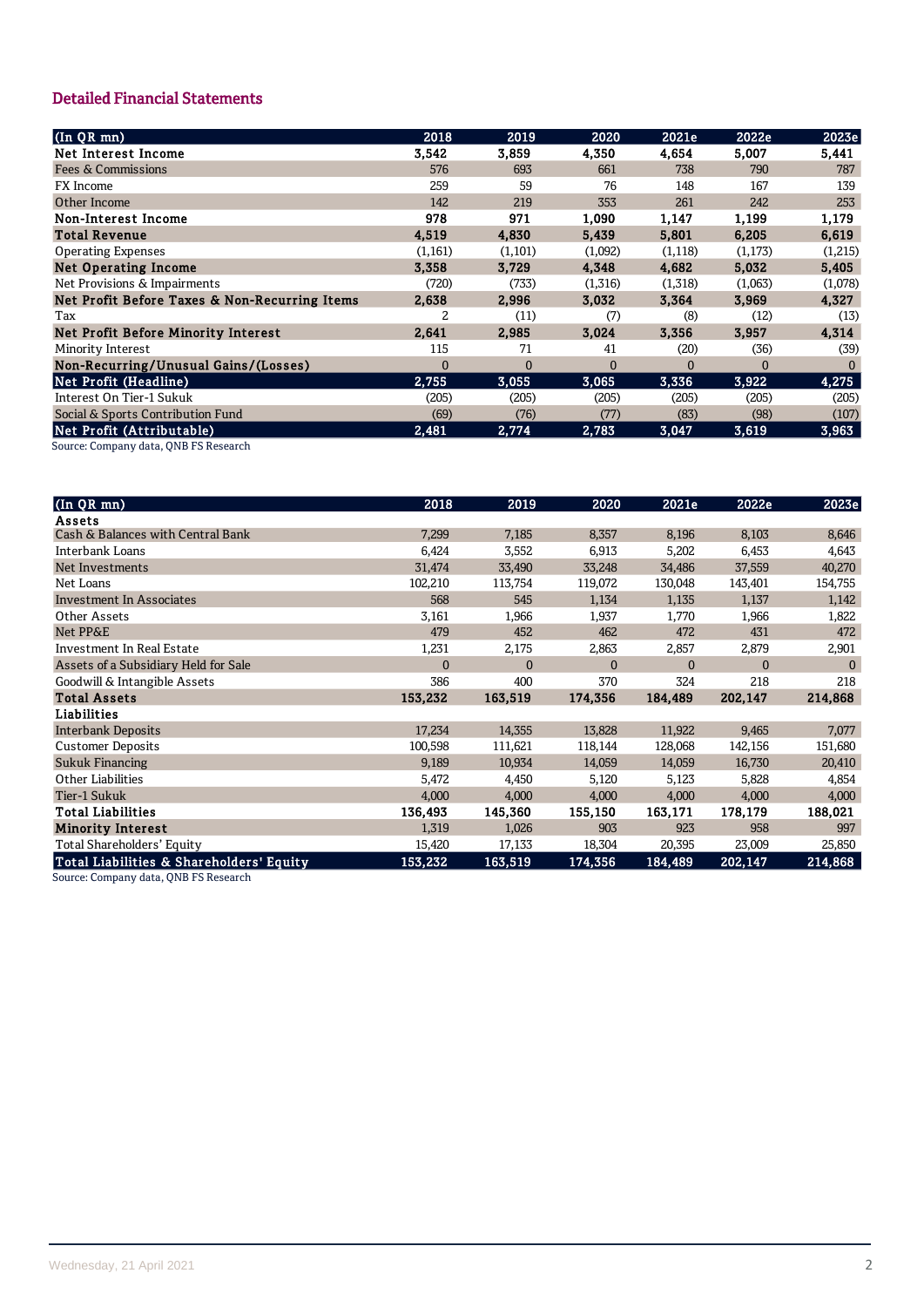## Detailed Financial Statements

| (In QR mn) | 2018 | 2019 | 2020 | 2021e | 2022e | 2023e |
|---|---|---|---|---|---|---|
| **Net Interest Income** | **3,542** | **3,859** | **4,350** | **4,654** | **5,007** | **5,441** |
| Fees & Commissions | 576 | 693 | 661 | 738 | 790 | 787 |
| FX Income | 259 | 59 | 76 | 148 | 167 | 139 |
| Other Income | 142 | 219 | 353 | 261 | 242 | 253 |
| **Non-Interest Income** | **978** | **971** | **1,090** | **1,147** | **1,199** | **1,179** |
| **Total Revenue** | **4,519** | **4,830** | **5,439** | **5,801** | **6,205** | **6,619** |
| Operating Expenses | (1,161) | (1,101) | (1,092) | (1,118) | (1,173) | (1,215) |
| **Net Operating Income** | **3,358** | **3,729** | **4,348** | **4,682** | **5,032** | **5,405** |
| Net Provisions & Impairments | (720) | (733) | (1,316) | (1,318) | (1,063) | (1,078) |
| **Net Profit Before Taxes & Non-Recurring Items** | **2,638** | **2,996** | **3,032** | **3,364** | **3,969** | **4,327** |
| Tax | 2 | (11) | (7) | (8) | (12) | (13) |
| **Net Profit Before Minority Interest** | **2,641** | **2,985** | **3,024** | **3,356** | **3,957** | **4,314** |
| Minority Interest | 115 | 71 | 41 | (20) | (36) | (39) |
| **Non-Recurring/Unusual Gains/(Losses)** | 0 | 0 | 0 | 0 | 0 | 0 |
| **Net Profit (Headline)** | **2,755** | **3,055** | **3,065** | **3,336** | **3,922** | **4,275** |
| Interest On Tier-1 Sukuk | (205) | (205) | (205) | (205) | (205) | (205) |
| Social & Sports Contribution Fund | (69) | (76) | (77) | (83) | (98) | (107) |
| **Net Profit (Attributable)** | **2,481** | **2,774** | **2,783** | **3,047** | **3,619** | **3,963** |

Source: Company data, QNB FS Research

| (In QR mn) | 2018 | 2019 | 2020 | 2021e | 2022e | 2023e |
|---|---|---|---|---|---|---|
| **Assets** | | | | | | |
| Cash & Balances with Central Bank | 7,299 | 7,185 | 8,357 | 8,196 | 8,103 | 8,646 |
| Interbank Loans | 6,424 | 3,552 | 6,913 | 5,202 | 6,453 | 4,643 |
| Net Investments | 31,474 | 33,490 | 33,248 | 34,486 | 37,559 | 40,270 |
| Net Loans | 102,210 | 113,754 | 119,072 | 130,048 | 143,401 | 154,755 |
| Investment In Associates | 568 | 545 | 1,134 | 1,135 | 1,137 | 1,142 |
| Other Assets | 3,161 | 1,966 | 1,937 | 1,770 | 1,966 | 1,822 |
| Net PP&E | 479 | 452 | 462 | 472 | 431 | 472 |
| Investment In Real Estate | 1,231 | 2,175 | 2,863 | 2,857 | 2,879 | 2,901 |
| Assets of a Subsidiary Held for Sale | 0 | 0 | 0 | 0 | 0 | 0 |
| Goodwill & Intangible Assets | 386 | 400 | 370 | 324 | 218 | 218 |
| **Total Assets** | **153,232** | **163,519** | **174,356** | **184,489** | **202,147** | **214,868** |
| **Liabilities** | | | | | | |
| Interbank Deposits | 17,234 | 14,355 | 13,828 | 11,922 | 9,465 | 7,077 |
| Customer Deposits | 100,598 | 111,621 | 118,144 | 128,068 | 142,156 | 151,680 |
| Sukuk Financing | 9,189 | 10,934 | 14,059 | 14,059 | 16,730 | 20,410 |
| Other Liabilities | 5,472 | 4,450 | 5,120 | 5,123 | 5,828 | 4,854 |
| Tier-1 Sukuk | 4,000 | 4,000 | 4,000 | 4,000 | 4,000 | 4,000 |
| **Total Liabilities** | **136,493** | **145,360** | **155,150** | **163,171** | **178,179** | **188,021** |
| **Minority Interest** | 1,319 | 1,026 | 903 | 923 | 958 | 997 |
| Total Shareholders' Equity | 15,420 | 17,133 | 18,304 | 20,395 | 23,009 | 25,850 |
| **Total Liabilities & Shareholders' Equity** | **153,232** | **163,519** | **174,356** | **184,489** | **202,147** | **214,868** |

Source: Company data, QNB FS Research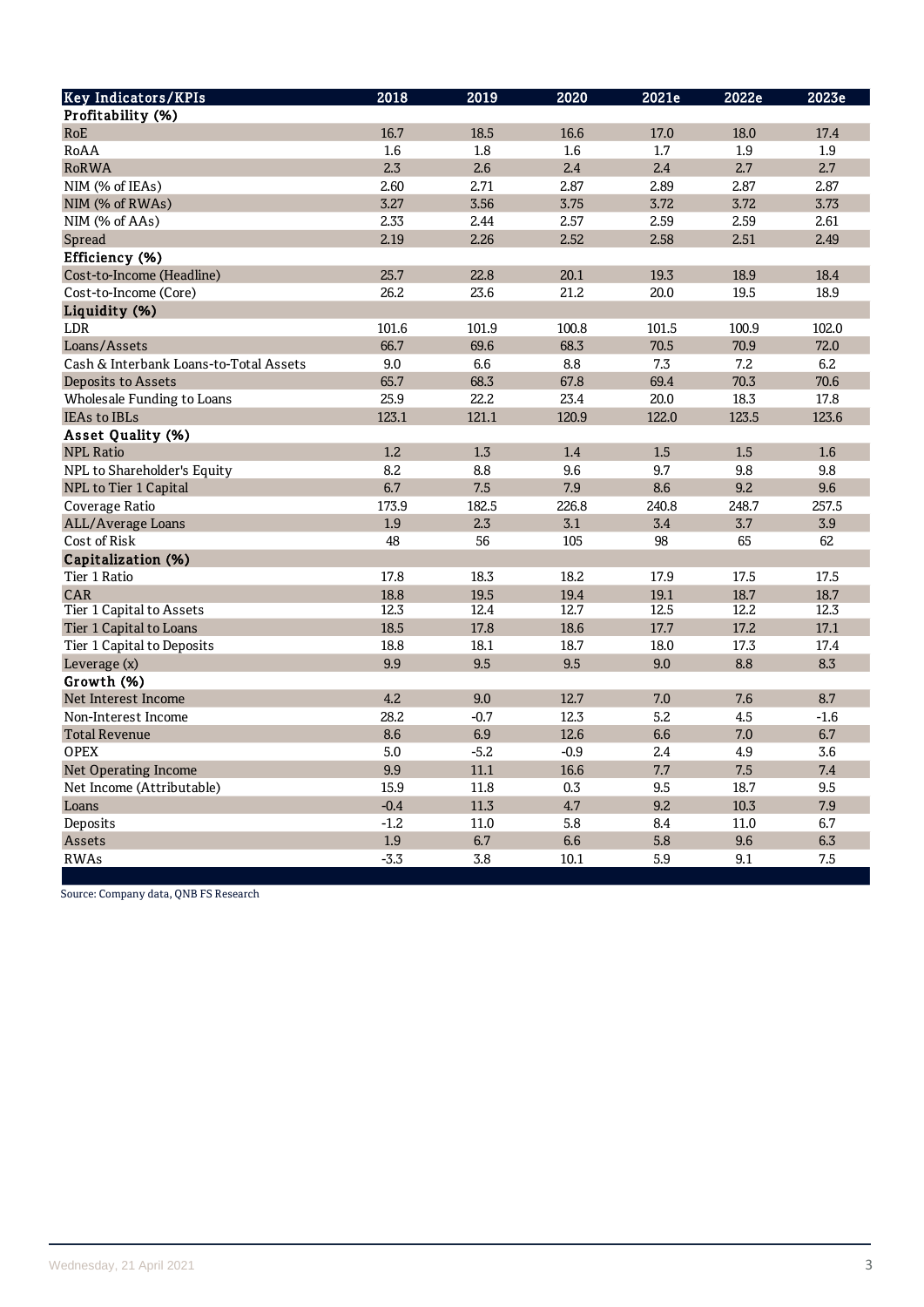| Key Indicators/KPIs | 2018 | 2019 | 2020 | 2021e | 2022e | 2023e |
|---|---|---|---|---|---|---|
| **Profitability (%)** | | | | | | |
| RoE | 16.7 | 18.5 | 16.6 | 17.0 | 18.0 | 17.4 |
| RoAA | 1.6 | 1.8 | 1.6 | 1.7 | 1.9 | 1.9 |
| RoRWA | 2.3 | 2.6 | 2.4 | 2.4 | 2.7 | 2.7 |
| NIM (% of IEAs) | 2.60 | 2.71 | 2.87 | 2.89 | 2.87 | 2.87 |
| NIM (% of RWAs) | 3.27 | 3.56 | 3.75 | 3.72 | 3.72 | 3.73 |
| NIM (% of AAs) | 2.33 | 2.44 | 2.57 | 2.59 | 2.59 | 2.61 |
| Spread | 2.19 | 2.26 | 2.52 | 2.58 | 2.51 | 2.49 |
| **Efficiency (%)** | | | | | | |
| Cost-to-Income (Headline) | 25.7 | 22.8 | 20.1 | 19.3 | 18.9 | 18.4 |
| Cost-to-Income (Core) | 26.2 | 23.6 | 21.2 | 20.0 | 19.5 | 18.9 |
| **Liquidity (%)** | | | | | | |
| LDR | 101.6 | 101.9 | 100.8 | 101.5 | 100.9 | 102.0 |
| Loans/Assets | 66.7 | 69.6 | 68.3 | 70.5 | 70.9 | 72.0 |
| Cash & Interbank Loans-to-Total Assets | 9.0 | 6.6 | 8.8 | 7.3 | 7.2 | 6.2 |
| Deposits to Assets | 65.7 | 68.3 | 67.8 | 69.4 | 70.3 | 70.6 |
| Wholesale Funding to Loans | 25.9 | 22.2 | 23.4 | 20.0 | 18.3 | 17.8 |
| IEAs to IBLs | 123.1 | 121.1 | 120.9 | 122.0 | 123.5 | 123.6 |
| **Asset Quality (%)** | | | | | | |
| NPL Ratio | 1.2 | 1.3 | 1.4 | 1.5 | 1.5 | 1.6 |
| NPL to Shareholder's Equity | 8.2 | 8.8 | 9.6 | 9.7 | 9.8 | 9.8 |
| NPL to Tier 1 Capital | 6.7 | 7.5 | 7.9 | 8.6 | 9.2 | 9.6 |
| Coverage Ratio | 173.9 | 182.5 | 226.8 | 240.8 | 248.7 | 257.5 |
| ALL/Average Loans | 1.9 | 2.3 | 3.1 | 3.4 | 3.7 | 3.9 |
| Cost of Risk | 48 | 56 | 105 | 98 | 65 | 62 |
| **Capitalization (%)** | | | | | | |
| Tier 1 Ratio | 17.8 | 18.3 | 18.2 | 17.9 | 17.5 | 17.5 |
| CAR | 18.8 | 19.5 | 19.4 | 19.1 | 18.7 | 18.7 |
| Tier 1 Capital to Assets | 12.3 | 12.4 | 12.7 | 12.5 | 12.2 | 12.3 |
| Tier 1 Capital to Loans | 18.5 | 17.8 | 18.6 | 17.7 | 17.2 | 17.1 |
| Tier 1 Capital to Deposits | 18.8 | 18.1 | 18.7 | 18.0 | 17.3 | 17.4 |
| Leverage (x) | 9.9 | 9.5 | 9.5 | 9.0 | 8.8 | 8.3 |
| **Growth (%)** | | | | | | |
| Net Interest Income | 4.2 | 9.0 | 12.7 | 7.0 | 7.6 | 8.7 |
| Non-Interest Income | 28.2 | -0.7 | 12.3 | 5.2 | 4.5 | -1.6 |
| Total Revenue | 8.6 | 6.9 | 12.6 | 6.6 | 7.0 | 6.7 |
| OPEX | 5.0 | -5.2 | -0.9 | 2.4 | 4.9 | 3.6 |
| Net Operating Income | 9.9 | 11.1 | 16.6 | 7.7 | 7.5 | 7.4 |
| Net Income (Attributable) | 15.9 | 11.8 | 0.3 | 9.5 | 18.7 | 9.5 |
| Loans | -0.4 | 11.3 | 4.7 | 9.2 | 10.3 | 7.9 |
| Deposits | -1.2 | 11.0 | 5.8 | 8.4 | 11.0 | 6.7 |
| Assets | 1.9 | 6.7 | 6.6 | 5.8 | 9.6 | 6.3 |
| RWAs | -3.3 | 3.8 | 10.1 | 5.9 | 9.1 | 7.5 |

Source: Company data, QNB FS Research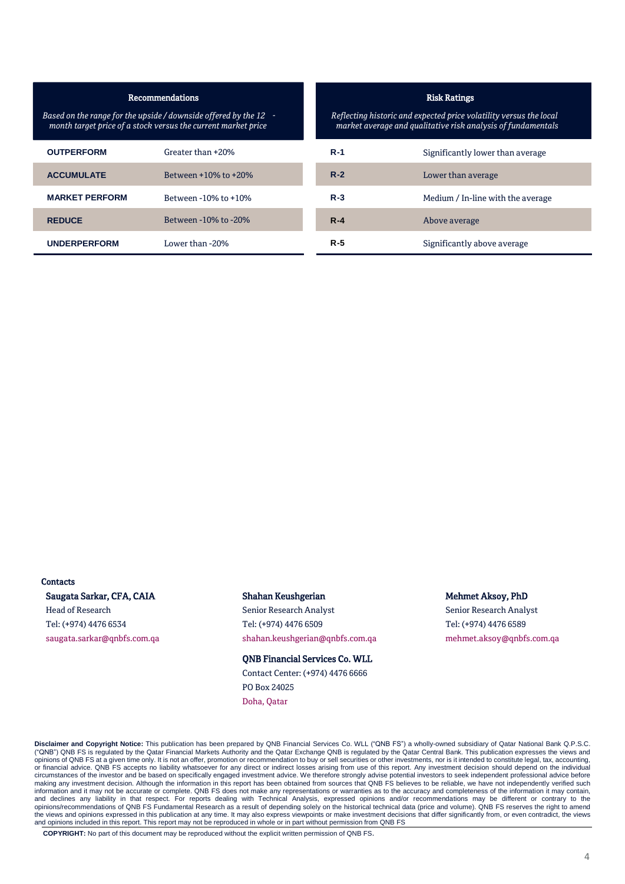| Recommendations | |
|---|---|
| *Based on the range for the upside / downside offered by the 12 - month target price of a stock versus the current market price* | |
| **OUTPERFORM** | Greater than +20% |
| **ACCUMULATE** | Between +10% to +20% |
| **MARKET PERFORM** | Between -10% to +10% |
| **REDUCE** | Between -10% to -20% |
| **UNDERPERFORM** | Lower than -20% |

| Risk Ratings | |
|---|---|
| *Reflecting historic and expected price volatility versus the local market average and qualitative risk analysis of fundamentals* | |
| **R-1** | Significantly lower than average |
| **R-2** | Lower than average |
| **R-3** | Medium / In-line with the average |
| **R-4** | Above average |
| **R-5** | Significantly above average |

**Contacts**

**Saugata Sarkar, CFA, CAIA**
Head of Research
Tel: (+974) 4476 6534
saugata.sarkar@qnbfs.com.qa

**Shahan Keushgerian**
Senior Research Analyst
Tel: (+974) 4476 6509
shahan.keushgerian@qnbfs.com.qa

**Mehmet Aksoy, PhD**
Senior Research Analyst
Tel: (+974) 4476 6589
mehmet.aksoy@qnbfs.com.qa

**QNB Financial Services Co. WLL**
Contact Center: (+974) 4476 6666
PO Box 24025
Doha, Qatar

**Disclaimer and Copyright Notice:** This publication has been prepared by QNB Financial Services Co. WLL ("QNB FS") a wholly-owned subsidiary of Qatar National Bank Q.P.S.C. ("QNB") QNB FS is regulated by the Qatar Financial Markets Authority and the Qatar Exchange QNB is regulated by the Qatar Central Bank. This publication expresses the views and opinions of QNB FS at a given time only. It is not an offer, promotion or recommendation to buy or sell securities or other investments, nor is it intended to constitute legal, tax, accounting, or financial advice. QNB FS accepts no liability whatsoever for any direct or indirect losses arising from use of this report. Any investment decision should depend on the individual circumstances of the investor and be based on specifically engaged investment advice. We therefore strongly advise potential investors to seek independent professional advice before making any investment decision. Although the information in this report has been obtained from sources that QNB FS believes to be reliable, we have not independently verified such information and it may not be accurate or complete. QNB FS does not make any representations or warranties as to the accuracy and completeness of the information it may contain, and declines any liability in that respect. For reports dealing with Technical Analysis, expressed opinions and/or recommendations may be different or contrary to the opinions/recommendations of QNB FS Fundamental Research as a result of depending solely on the historical technical data (price and volume). QNB FS reserves the right to amend the views and opinions expressed in this publication at any time. It may also express viewpoints or make investment decisions that differ significantly from, or even contradict, the views and opinions included in this report. This report may not be reproduced in whole or in part without permission from QNB FS

**COPYRIGHT:** No part of this document may be reproduced without the explicit written permission of QNB FS.